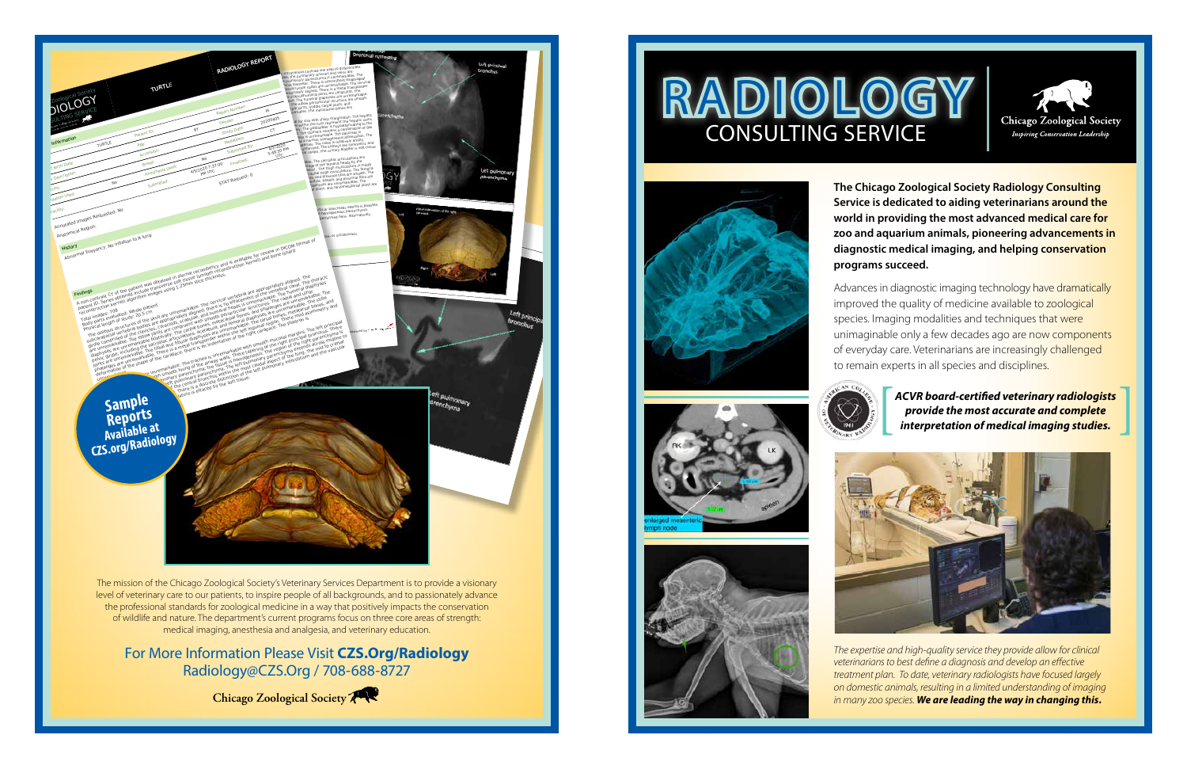# RADIOLOGY

## CONSULTING SERVICE

Chicago Zoological Society
*Inspiring Conservation Leadership*

**The Chicago Zoological Society Radiology Consulting Service is dedicated to aiding veterinarians around the world in providing the most advanced medical care for zoo and aquarium animals, pioneering advancements in diagnostic medical imaging, and helping conservation programs succeed.**

Advances in diagnostic imaging technology have dramatically improved the quality of medicine available to zoological species. Imaging modalities and techniques that were unimaginable only a few decades ago are now components of everyday care. Veterinarians are increasingly challenged to remain experts in all species and disciplines.

***ACVR board-certified veterinary radiologists provide the most accurate and complete interpretation of medical imaging studies.***

*The expertise and high-quality service they provide allow for clinical veterinarians to best define a diagnosis and develop an effective treatment plan. To date, veterinary radiologists have focused largely on domestic animals, resulting in a limited understanding of imaging in many zoo species.* ***We are leading the way in changing this.***

**Sample Reports Available at CZS.org/Radiology**

The mission of the Chicago Zoological Society's Veterinary Services Department is to provide a visionary level of veterinary care to our patients, to inspire people of all backgrounds, and to passionately advance the professional standards for zoological medicine in a way that positively impacts the conservation of wildlife and nature. The department's current programs focus on three core areas of strength: medical imaging, anesthesia and analgesia, and veterinary education.

For More Information Please Visit **CZS.Org/Radiology**
Radiology@CZS.Org / 708-688-8727

Chicago Zoological Society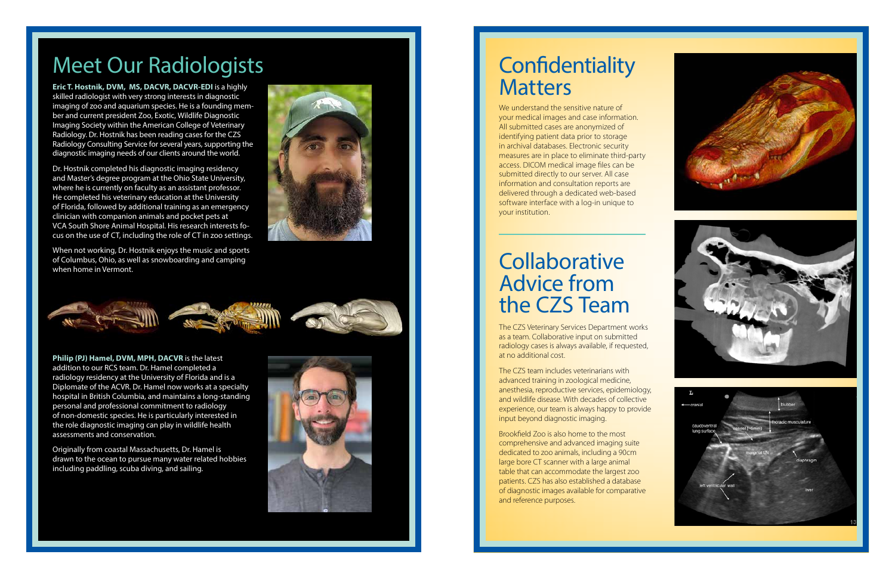# Meet Our Radiologists

**Eric T. Hostnik, DVM, MS, DACVR, DACVR-EDI** is a highly skilled radiologist with very strong interests in diagnostic imaging of zoo and aquarium species. He is a founding member and current president Zoo, Exotic, Wildlife Diagnostic Imaging Society within the American College of Veterinary Radiology. Dr. Hostnik has been reading cases for the CZS Radiology Consulting Service for several years, supporting the diagnostic imaging needs of our clients around the world.

Dr. Hostnik completed his diagnostic imaging residency and Master's degree program at the Ohio State University, where he is currently on faculty as an assistant professor. He completed his veterinary education at the University of Florida, followed by additional training as an emergency clinician with companion animals and pocket pets at VCA South Shore Animal Hospital. His research interests focus on the use of CT, including the role of CT in zoo settings.

When not working, Dr. Hostnik enjoys the music and sports of Columbus, Ohio, as well as snowboarding and camping when home in Vermont.

**Philip (PJ) Hamel, DVM, MPH, DACVR** is the latest addition to our RCS team. Dr. Hamel completed a radiology residency at the University of Florida and is a Diplomate of the ACVR. Dr. Hamel now works at a specialty hospital in British Columbia, and maintains a long-standing personal and professional commitment to radiology of non-domestic species. He is particularly interested in the role diagnostic imaging can play in wildlife health assessments and conservation.

Originally from coastal Massachusetts, Dr. Hamel is drawn to the ocean to pursue many water related hobbies including paddling, scuba diving, and sailing.

# Confidentiality Matters

We understand the sensitive nature of your medical images and case information. All submitted cases are anonymized of identifying patient data prior to storage in archival databases. Electronic security measures are in place to eliminate third-party access. DICOM medical image files can be submitted directly to our server. All case information and consultation reports are delivered through a dedicated web-based software interface with a log-in unique to your institution.

# Collaborative Advice from the CZS Team

The CZS Veterinary Services Department works as a team. Collaborative input on submitted radiology cases is always available, if requested, at no additional cost.

The CZS team includes veterinarians with advanced training in zoological medicine, anesthesia, reproductive services, epidemiology, and wildlife disease. With decades of collective experience, our team is always happy to provide input beyond diagnostic imaging.

Brookfield Zoo is also home to the most comprehensive and advanced imaging suite dedicated to zoo animals, including a 90cm large bore CT scanner with a large animal table that can accommodate the largest zoo patients. CZS has also established a database of diagnostic images available for comparative and reference purposes.